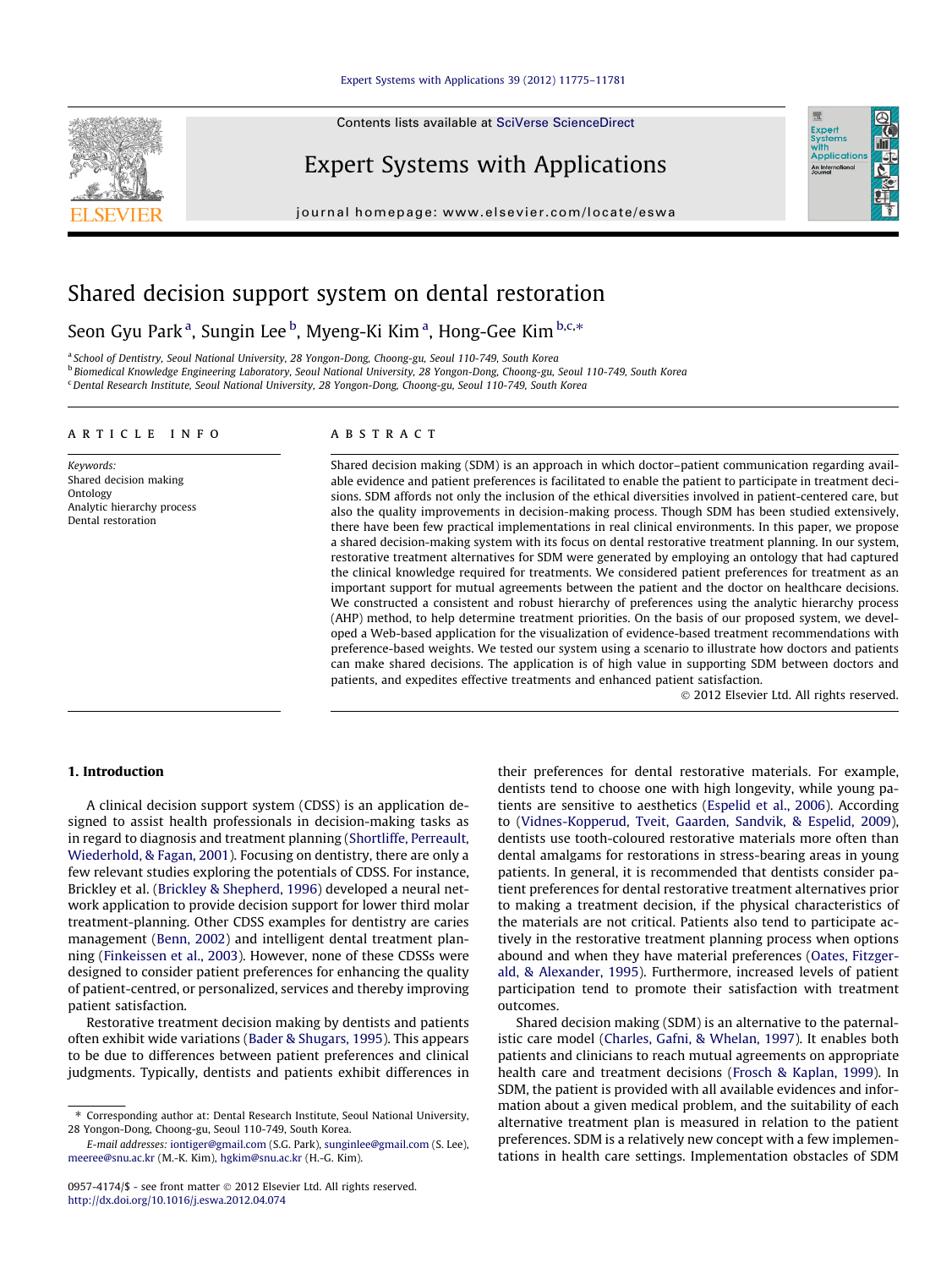# Shared decision support system on dental restoration

Seon Gyu Park [a], Sungin Lee [b], Myeng-Ki Kim [a], Hong-Gee Kim [b,c,*]

[a] School of Dentistry, Seoul National University, 28 Yongon-Dong, Choong-gu, Seoul 110-749, South Korea
[b] Biomedical Knowledge Engineering Laboratory, Seoul National University, 28 Yongon-Dong, Choong-gu, Seoul 110-749, South Korea
[c] Dental Research Institute, Seoul National University, 28 Yongon-Dong, Choong-gu, Seoul 110-749, South Korea

**ARTICLE INFO**

*Keywords:*
Shared decision making
Ontology
Analytic hierarchy process
Dental restoration

**ABSTRACT**

Shared decision making (SDM) is an approach in which doctor–patient communication regarding available evidence and patient preferences is facilitated to enable the patient to participate in treatment decisions. SDM affords not only the inclusion of the ethical diversities involved in patient-centered care, but also the quality improvements in decision-making process. Though SDM has been studied extensively, there have been few practical implementations in real clinical environments. In this paper, we propose a shared decision-making system with its focus on dental restorative treatment planning. In our system, restorative treatment alternatives for SDM were generated by employing an ontology that had captured the clinical knowledge required for treatments. We considered patient preferences for treatment as an important support for mutual agreements between the patient and the doctor on healthcare decisions. We constructed a consistent and robust hierarchy of preferences using the analytic hierarchy process (AHP) method, to help determine treatment priorities. On the basis of our proposed system, we developed a Web-based application for the visualization of evidence-based treatment recommendations with preference-based weights. We tested our system using a scenario to illustrate how doctors and patients can make shared decisions. The application is of high value in supporting SDM between doctors and patients, and expedites effective treatments and enhanced patient satisfaction.

© 2012 Elsevier Ltd. All rights reserved.

## 1. Introduction

A clinical decision support system (CDSS) is an application designed to assist health professionals in decision-making tasks as in regard to diagnosis and treatment planning (Shortliffe, Perreault, Wiederhold, & Fagan, 2001). Focusing on dentistry, there are only a few relevant studies exploring the potentials of CDSS. For instance, Brickley et al. (Brickley & Shepherd, 1996) developed a neural network application to provide decision support for lower third molar treatment-planning. Other CDSS examples for dentistry are caries management (Benn, 2002) and intelligent dental treatment planning (Finkeissen et al., 2003). However, none of these CDSSs were designed to consider patient preferences for enhancing the quality of patient-centred, or personalized, services and thereby improving patient satisfaction.

Restorative treatment decision making by dentists and patients often exhibit wide variations (Bader & Shugars, 1995). This appears to be due to differences between patient preferences and clinical judgments. Typically, dentists and patients exhibit differences in their preferences for dental restorative materials. For example, dentists tend to choose one with high longevity, while young patients are sensitive to aesthetics (Espelid et al., 2006). According to (Vidnes-Kopperud, Tveit, Gaarden, Sandvik, & Espelid, 2009), dentists use tooth-coloured restorative materials more often than dental amalgams for restorations in stress-bearing areas in young patients. In general, it is recommended that dentists consider patient preferences for dental restorative treatment alternatives prior to making a treatment decision, if the physical characteristics of the materials are not critical. Patients also tend to participate actively in the restorative treatment planning process when options abound and when they have material preferences (Oates, Fitzgerald, & Alexander, 1995). Furthermore, increased levels of patient participation tend to promote their satisfaction with treatment outcomes.

Shared decision making (SDM) is an alternative to the paternalistic care model (Charles, Gafni, & Whelan, 1997). It enables both patients and clinicians to reach mutual agreements on appropriate health care and treatment decisions (Frosch & Kaplan, 1999). In SDM, the patient is provided with all available evidences and information about a given medical problem, and the suitability of each alternative treatment plan is measured in relation to the patient preferences. SDM is a relatively new concept with a few implementations in health care settings. Implementation obstacles of SDM

* Corresponding author at: Dental Research Institute, Seoul National University, 28 Yongon-Dong, Choong-gu, Seoul 110-749, South Korea.

E-mail addresses: iontiger@gmail.com (S.G. Park), sunginlee@gmail.com (S. Lee), meeree@snu.ac.kr (M.-K. Kim), hgkim@snu.ac.kr (H.-G. Kim).

0957-4174/$ - see front matter © 2012 Elsevier Ltd. All rights reserved.
http://dx.doi.org/10.1016/j.eswa.2012.04.074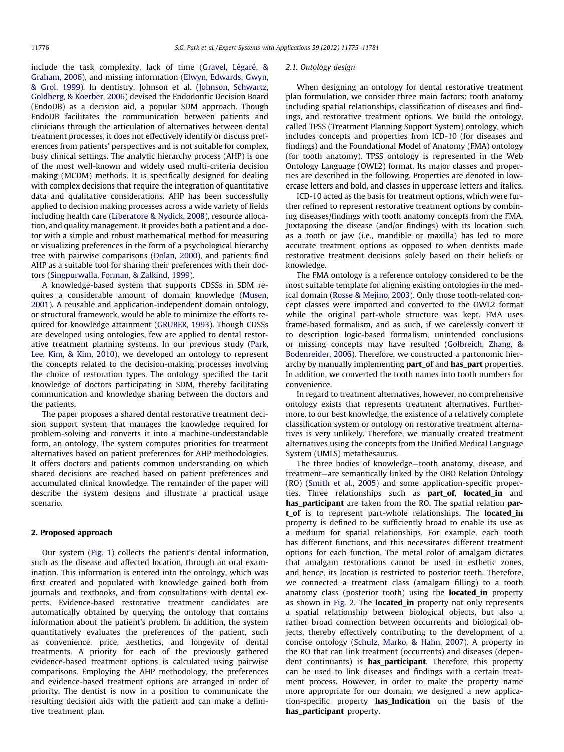include the task complexity, lack of time (Gravel, Légaré, & Graham, 2006), and missing information (Elwyn, Edwards, Gwyn, & Grol, 1999). In dentistry, Johnson et al. (Johnson, Schwartz, Goldberg, & Koerber, 2006) devised the Endodontic Decision Board (EndoDB) as a decision aid, a popular SDM approach. Though EndoDB facilitates the communication between patients and clinicians through the articulation of alternatives between dental treatment processes, it does not effectively identify or discuss preferences from patients' perspectives and is not suitable for complex, busy clinical settings. The analytic hierarchy process (AHP) is one of the most well-known and widely used multi-criteria decision making (MCDM) methods. It is specifically designed for dealing with complex decisions that require the integration of quantitative data and qualitative considerations. AHP has been successfully applied to decision making processes across a wide variety of fields including health care (Liberatore & Nydick, 2008), resource allocation, and quality management. It provides both a patient and a doctor with a simple and robust mathematical method for measuring or visualizing preferences in the form of a psychological hierarchy tree with pairwise comparisons (Dolan, 2000), and patients find AHP as a suitable tool for sharing their preferences with their doctors (Singpurwalla, Forman, & Zalkind, 1999).

A knowledge-based system that supports CDSSs in SDM requires a considerable amount of domain knowledge (Musen, 2001). A reusable and application-independent domain ontology, or structural framework, would be able to minimize the efforts required for knowledge attainment (GRUBER, 1993). Though CDSSs are developed using ontologies, few are applied to dental restorative treatment planning systems. In our previous study (Park, Lee, Kim, & Kim, 2010), we developed an ontology to represent the concepts related to the decision-making processes involving the choice of restoration types. The ontology specified the tacit knowledge of doctors participating in SDM, thereby facilitating communication and knowledge sharing between the doctors and the patients.

The paper proposes a shared dental restorative treatment decision support system that manages the knowledge required for problem-solving and converts it into a machine-understandable form, an ontology. The system computes priorities for treatment alternatives based on patient preferences for AHP methodologies. It offers doctors and patients common understanding on which shared decisions are reached based on patient preferences and accumulated clinical knowledge. The remainder of the paper will describe the system designs and illustrate a practical usage scenario.

## 2. Proposed approach

Our system (Fig. 1) collects the patient's dental information, such as the disease and affected location, through an oral examination. This information is entered into the ontology, which was first created and populated with knowledge gained both from journals and textbooks, and from consultations with dental experts. Evidence-based restorative treatment candidates are automatically obtained by querying the ontology that contains information about the patient's problem. In addition, the system quantitatively evaluates the preferences of the patient, such as convenience, price, aesthetics, and longevity of dental treatments. A priority for each of the previously gathered evidence-based treatment options is calculated using pairwise comparisons. Employing the AHP methodology, the preferences and evidence-based treatment options are arranged in order of priority. The dentist is now in a position to communicate the resulting decision aids with the patient and can make a definitive treatment plan.

### 2.1. Ontology design

When designing an ontology for dental restorative treatment plan formulation, we consider three main factors: tooth anatomy including spatial relationships, classification of diseases and findings, and restorative treatment options. We build the ontology, called TPSS (Treatment Planning Support System) ontology, which includes concepts and properties from ICD-10 (for diseases and findings) and the Foundational Model of Anatomy (FMA) ontology (for tooth anatomy). TPSS ontology is represented in the Web Ontology Language (OWL2) format. Its major classes and properties are described in the following. Properties are denoted in lowercase letters and bold, and classes in uppercase letters and italics.

ICD-10 acted as the basis for treatment options, which were further refined to represent restorative treatment options by combining diseases/findings with tooth anatomy concepts from the FMA. Juxtaposing the disease (and/or findings) with its location such as a tooth or jaw (i.e., mandible or maxilla) has led to more accurate treatment options as opposed to when dentists made restorative treatment decisions solely based on their beliefs or knowledge.

The FMA ontology is a reference ontology considered to be the most suitable template for aligning existing ontologies in the medical domain (Rosse & Mejino, 2003). Only those tooth-related concept classes were imported and converted to the OWL2 format while the original part-whole structure was kept. FMA uses frame-based formalism, and as such, if we carelessly convert it to description logic-based formalism, unintended conclusions or missing concepts may have resulted (Golbreich, Zhang, & Bodenreider, 2006). Therefore, we constructed a partonomic hierarchy by manually implementing **part_of** and **has_part** properties. In addition, we converted the tooth names into tooth numbers for convenience.

In regard to treatment alternatives, however, no comprehensive ontology exists that represents treatment alternatives. Furthermore, to our best knowledge, the existence of a relatively complete classification system or ontology on restorative treatment alternatives is very unlikely. Therefore, we manually created treatment alternatives using the concepts from the Unified Medical Language System (UMLS) metathesaurus.

The three bodies of knowledge—tooth anatomy, disease, and treatment—are semantically linked by the OBO Relation Ontology (RO) (Smith et al., 2005) and some application-specific properties. Three relationships such as **part_of**, **located_in** and **has_participant** are taken from the RO. The spatial relation **part_of** is to represent part-whole relationships. The **located_in** property is defined to be sufficiently broad to enable its use as a medium for spatial relationships. For example, each tooth has different functions, and this necessitates different treatment options for each function. The metal color of amalgam dictates that amalgam restorations cannot be used in esthetic zones, and hence, its location is restricted to posterior teeth. Therefore, we connected a treatment class (amalgam filling) to a tooth anatomy class (posterior tooth) using the **located_in** property as shown in Fig. 2. The **located_in** property not only represents a spatial relationship between biological objects, but also a rather broad connection between occurrents and biological objects, thereby effectively contributing to the development of a concise ontology (Schulz, Marko, & Hahn, 2007). A property in the RO that can link treatment (occurrents) and diseases (dependent continuants) is **has_participant**. Therefore, this property can be used to link diseases and findings with a certain treatment process. However, in order to make the property name more appropriate for our domain, we designed a new application-specific property **has_Indication** on the basis of the **has_participant** property.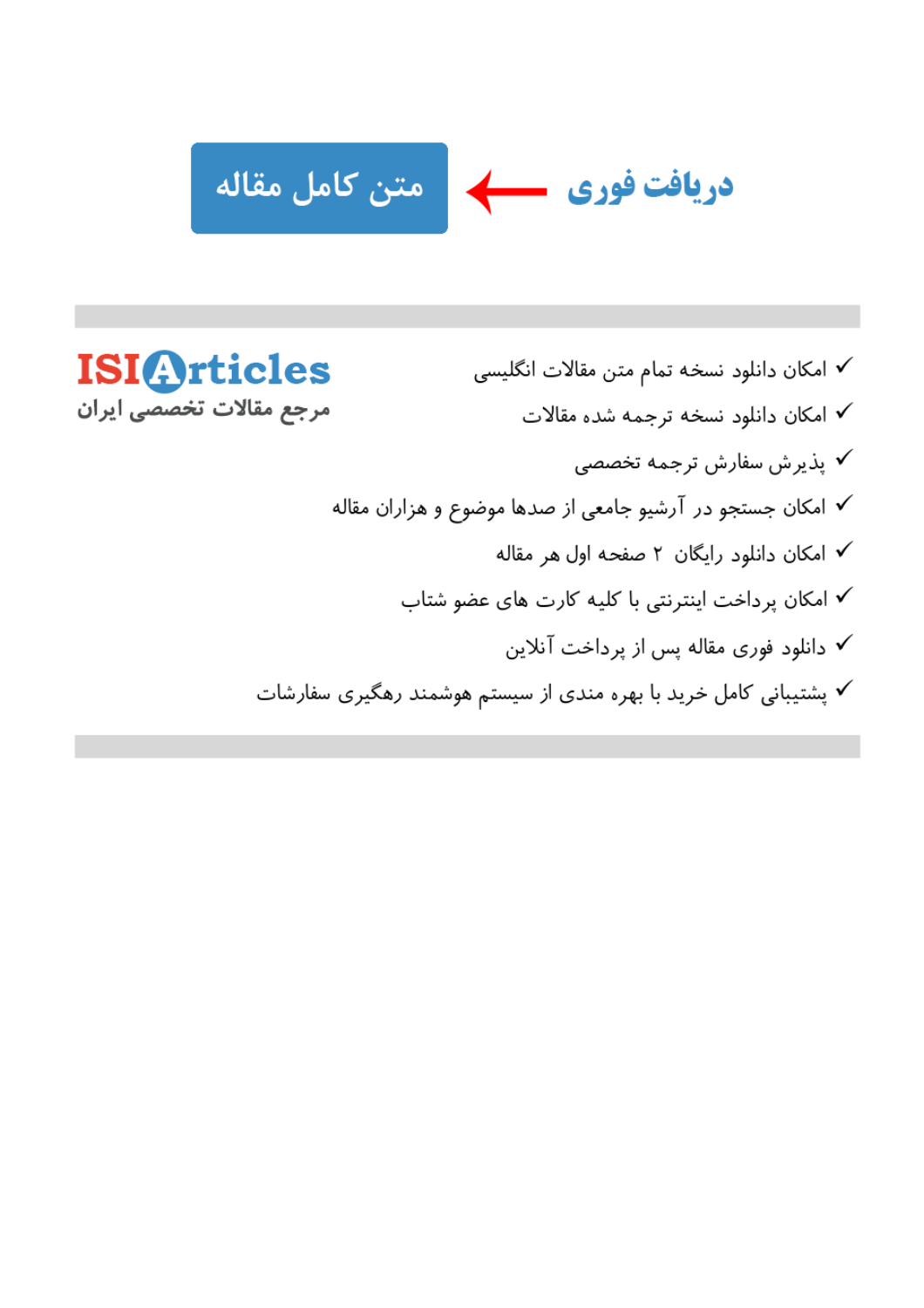دریافت فوری ← متن کامل مقاله

**ISIArticles**
مرجع مقالات تخصصی ایران

- ✓ امکان دانلود نسخه تمام متن مقالات انگلیسی
- ✓ امکان دانلود نسخه ترجمه شده مقالات
- ✓ پذیرش سفارش ترجمه تخصصی
- ✓ امکان جستجو در آرشیو جامعی از صدها موضوع و هزاران مقاله
- ✓ امکان دانلود رایگان ۲ صفحه اول هر مقاله
- ✓ امکان پرداخت اینترنتی با کلیه کارت های عضو شتاب
- ✓ دانلود فوری مقاله پس از پرداخت آنلاین
- ✓ پشتیبانی کامل خرید با بهره مندی از سیستم هوشمند رهگیری سفارشات